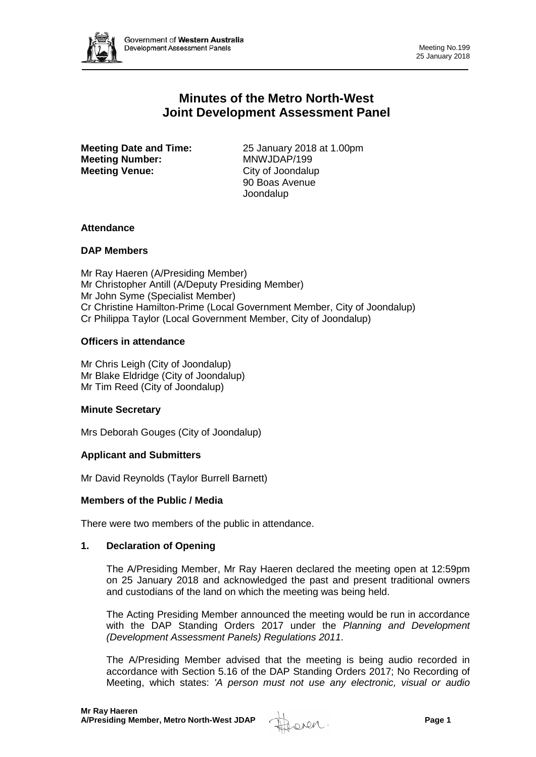# Minutes of the Metro North-West Joint Development Assessment Panel

**Meeting Date and Time:** 25 January 2018 at 1.00pm
**Meeting Number:** MNWJDAP/199
**Meeting Venue:** City of Joondalup
90 Boas Avenue
Joondalup

### Attendance

### DAP Members

Mr Ray Haeren (A/Presiding Member)
Mr Christopher Antill (A/Deputy Presiding Member)
Mr John Syme (Specialist Member)
Cr Christine Hamilton-Prime (Local Government Member, City of Joondalup)
Cr Philippa Taylor (Local Government Member, City of Joondalup)

### Officers in attendance

Mr Chris Leigh (City of Joondalup)
Mr Blake Eldridge (City of Joondalup)
Mr Tim Reed (City of Joondalup)

### Minute Secretary

Mrs Deborah Gouges (City of Joondalup)

### Applicant and Submitters

Mr David Reynolds (Taylor Burrell Barnett)

### Members of the Public / Media

There were two members of the public in attendance.

## 1. Declaration of Opening

The A/Presiding Member, Mr Ray Haeren declared the meeting open at 12:59pm on 25 January 2018 and acknowledged the past and present traditional owners and custodians of the land on which the meeting was being held.

The Acting Presiding Member announced the meeting would be run in accordance with the DAP Standing Orders 2017 under the *Planning and Development (Development Assessment Panels) Regulations 2011*.

The A/Presiding Member advised that the meeting is being audio recorded in accordance with Section 5.16 of the DAP Standing Orders 2017; No Recording of Meeting, which states: *'A person must not use any electronic, visual or audio*

**Mr Ray Haeren**
**A/Presiding Member, Metro North-West JDAP**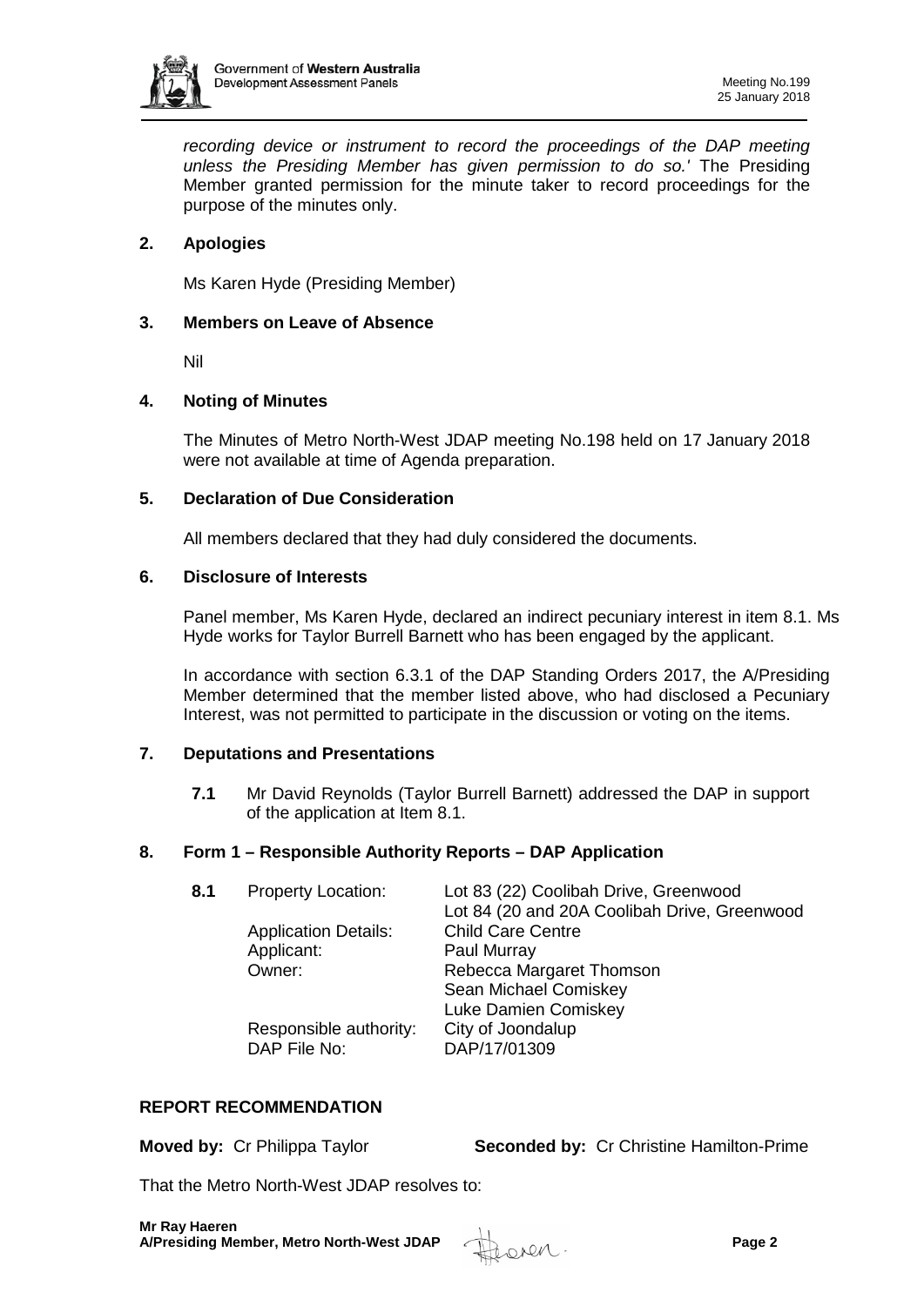*recording device or instrument to record the proceedings of the DAP meeting unless the Presiding Member has given permission to do so.'* The Presiding Member granted permission for the minute taker to record proceedings for the purpose of the minutes only.

## 2. Apologies

Ms Karen Hyde (Presiding Member)

## 3. Members on Leave of Absence

Nil

## 4. Noting of Minutes

The Minutes of Metro North-West JDAP meeting No.198 held on 17 January 2018 were not available at time of Agenda preparation.

## 5. Declaration of Due Consideration

All members declared that they had duly considered the documents.

## 6. Disclosure of Interests

Panel member, Ms Karen Hyde, declared an indirect pecuniary interest in item 8.1. Ms Hyde works for Taylor Burrell Barnett who has been engaged by the applicant.

In accordance with section 6.3.1 of the DAP Standing Orders 2017, the A/Presiding Member determined that the member listed above, who had disclosed a Pecuniary Interest, was not permitted to participate in the discussion or voting on the items.

## 7. Deputations and Presentations

**7.1** Mr David Reynolds (Taylor Burrell Barnett) addressed the DAP in support of the application at Item 8.1.

## 8. Form 1 – Responsible Authority Reports – DAP Application

**8.1**

| | |
|---|---|
| Property Location: | Lot 83 (22) Coolibah Drive, Greenwood<br>Lot 84 (20 and 20A Coolibah Drive, Greenwood |
| Application Details: | Child Care Centre |
| Applicant: | Paul Murray |
| Owner: | Rebecca Margaret Thomson<br>Sean Michael Comiskey<br>Luke Damien Comiskey |
| Responsible authority: | City of Joondalup |
| DAP File No: | DAP/17/01309 |

**REPORT RECOMMENDATION**

**Moved by:** Cr Philippa Taylor **Seconded by:** Cr Christine Hamilton-Prime

That the Metro North-West JDAP resolves to:

**Mr Ray Haeren**
**A/Presiding Member, Metro North-West JDAP**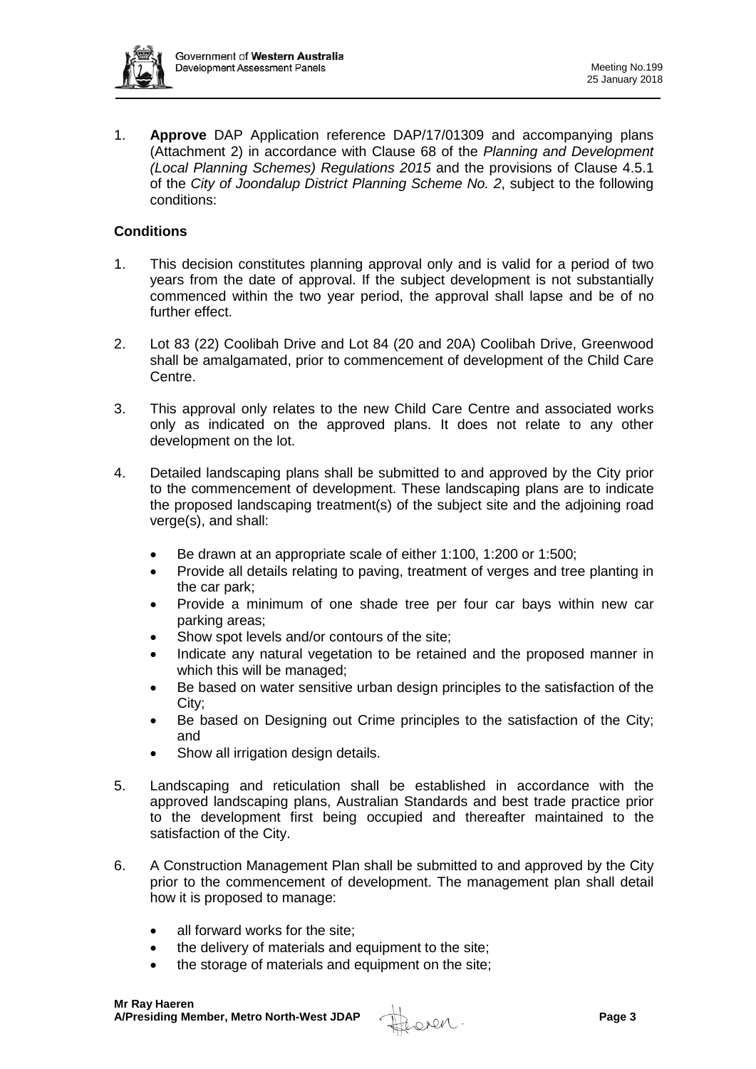1. **Approve** DAP Application reference DAP/17/01309 and accompanying plans (Attachment 2) in accordance with Clause 68 of the *Planning and Development (Local Planning Schemes) Regulations 2015* and the provisions of Clause 4.5.1 of the *City of Joondalup District Planning Scheme No. 2*, subject to the following conditions:

**Conditions**

1. This decision constitutes planning approval only and is valid for a period of two years from the date of approval. If the subject development is not substantially commenced within the two year period, the approval shall lapse and be of no further effect.

2. Lot 83 (22) Coolibah Drive and Lot 84 (20 and 20A) Coolibah Drive, Greenwood shall be amalgamated, prior to commencement of development of the Child Care Centre.

3. This approval only relates to the new Child Care Centre and associated works only as indicated on the approved plans. It does not relate to any other development on the lot.

4. Detailed landscaping plans shall be submitted to and approved by the City prior to the commencement of development. These landscaping plans are to indicate the proposed landscaping treatment(s) of the subject site and the adjoining road verge(s), and shall:
   - Be drawn at an appropriate scale of either 1:100, 1:200 or 1:500;
   - Provide all details relating to paving, treatment of verges and tree planting in the car park;
   - Provide a minimum of one shade tree per four car bays within new car parking areas;
   - Show spot levels and/or contours of the site;
   - Indicate any natural vegetation to be retained and the proposed manner in which this will be managed;
   - Be based on water sensitive urban design principles to the satisfaction of the City;
   - Be based on Designing out Crime principles to the satisfaction of the City; and
   - Show all irrigation design details.

5. Landscaping and reticulation shall be established in accordance with the approved landscaping plans, Australian Standards and best trade practice prior to the development first being occupied and thereafter maintained to the satisfaction of the City.

6. A Construction Management Plan shall be submitted to and approved by the City prior to the commencement of development. The management plan shall detail how it is proposed to manage:
   - all forward works for the site;
   - the delivery of materials and equipment to the site;
   - the storage of materials and equipment on the site;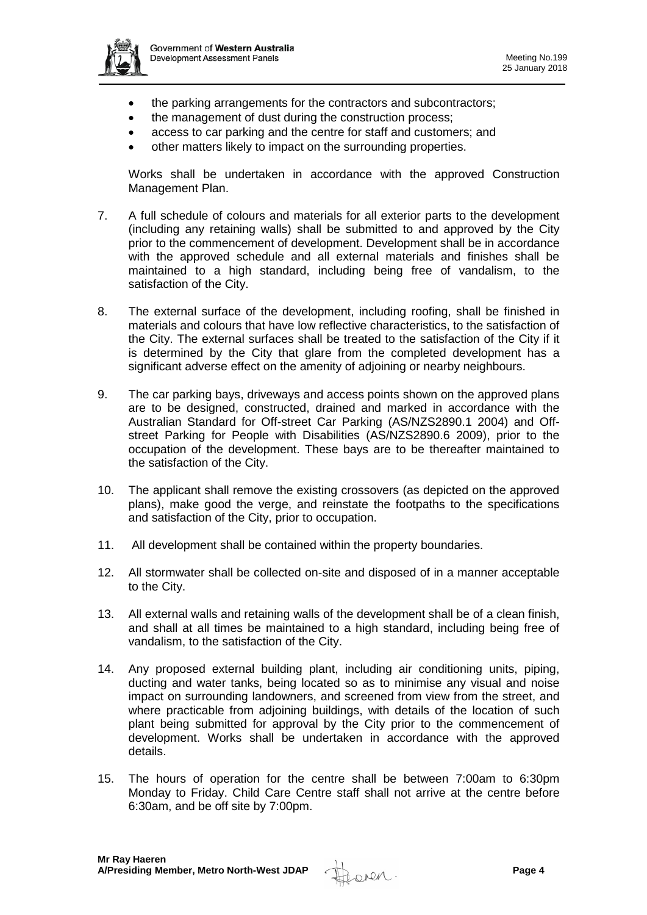- the parking arrangements for the contractors and subcontractors;
- the management of dust during the construction process;
- access to car parking and the centre for staff and customers; and
- other matters likely to impact on the surrounding properties.

Works shall be undertaken in accordance with the approved Construction Management Plan.

7. A full schedule of colours and materials for all exterior parts to the development (including any retaining walls) shall be submitted to and approved by the City prior to the commencement of development. Development shall be in accordance with the approved schedule and all external materials and finishes shall be maintained to a high standard, including being free of vandalism, to the satisfaction of the City.

8. The external surface of the development, including roofing, shall be finished in materials and colours that have low reflective characteristics, to the satisfaction of the City. The external surfaces shall be treated to the satisfaction of the City if it is determined by the City that glare from the completed development has a significant adverse effect on the amenity of adjoining or nearby neighbours.

9. The car parking bays, driveways and access points shown on the approved plans are to be designed, constructed, drained and marked in accordance with the Australian Standard for Off-street Car Parking (AS/NZS2890.1 2004) and Off-street Parking for People with Disabilities (AS/NZS2890.6 2009), prior to the occupation of the development. These bays are to be thereafter maintained to the satisfaction of the City.

10. The applicant shall remove the existing crossovers (as depicted on the approved plans), make good the verge, and reinstate the footpaths to the specifications and satisfaction of the City, prior to occupation.

11. All development shall be contained within the property boundaries.

12. All stormwater shall be collected on-site and disposed of in a manner acceptable to the City.

13. All external walls and retaining walls of the development shall be of a clean finish, and shall at all times be maintained to a high standard, including being free of vandalism, to the satisfaction of the City.

14. Any proposed external building plant, including air conditioning units, piping, ducting and water tanks, being located so as to minimise any visual and noise impact on surrounding landowners, and screened from view from the street, and where practicable from adjoining buildings, with details of the location of such plant being submitted for approval by the City prior to the commencement of development. Works shall be undertaken in accordance with the approved details.

15. The hours of operation for the centre shall be between 7:00am to 6:30pm Monday to Friday. Child Care Centre staff shall not arrive at the centre before 6:30am, and be off site by 7:00pm.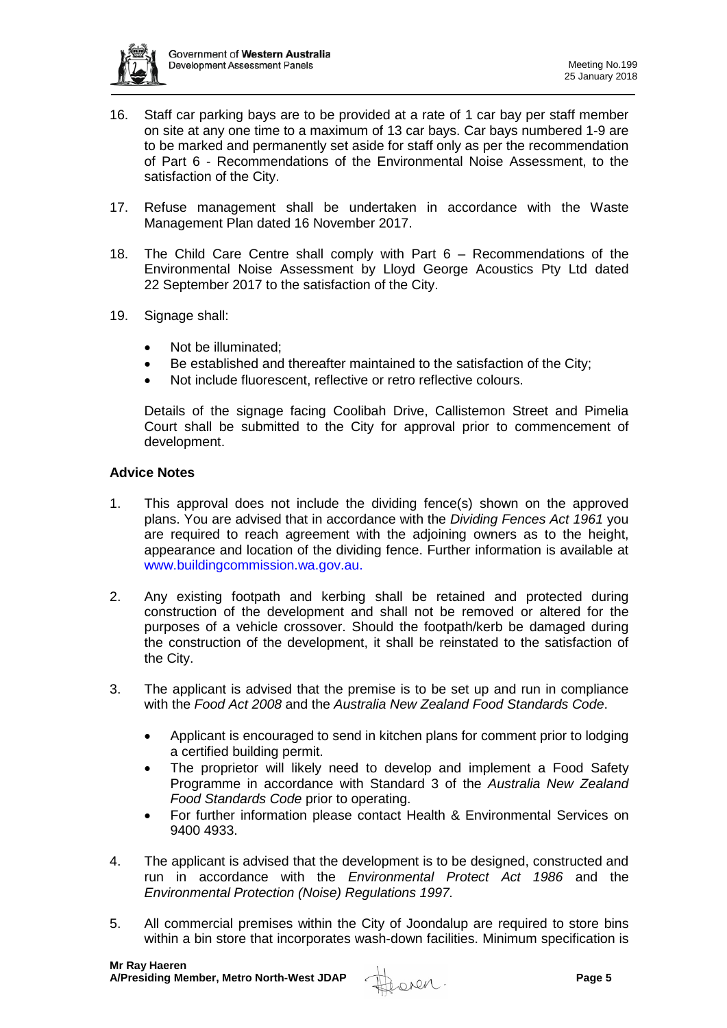16. Staff car parking bays are to be provided at a rate of 1 car bay per staff member on site at any one time to a maximum of 13 car bays. Car bays numbered 1-9 are to be marked and permanently set aside for staff only as per the recommendation of Part 6 - Recommendations of the Environmental Noise Assessment, to the satisfaction of the City.

17. Refuse management shall be undertaken in accordance with the Waste Management Plan dated 16 November 2017.

18. The Child Care Centre shall comply with Part 6 – Recommendations of the Environmental Noise Assessment by Lloyd George Acoustics Pty Ltd dated 22 September 2017 to the satisfaction of the City.

19. Signage shall:

    - Not be illuminated;
    - Be established and thereafter maintained to the satisfaction of the City;
    - Not include fluorescent, reflective or retro reflective colours.

    Details of the signage facing Coolibah Drive, Callistemon Street and Pimelia Court shall be submitted to the City for approval prior to commencement of development.

**Advice Notes**

1. This approval does not include the dividing fence(s) shown on the approved plans. You are advised that in accordance with the *Dividing Fences Act 1961* you are required to reach agreement with the adjoining owners as to the height, appearance and location of the dividing fence. Further information is available at www.buildingcommission.wa.gov.au.

2. Any existing footpath and kerbing shall be retained and protected during construction of the development and shall not be removed or altered for the purposes of a vehicle crossover. Should the footpath/kerb be damaged during the construction of the development, it shall be reinstated to the satisfaction of the City.

3. The applicant is advised that the premise is to be set up and run in compliance with the *Food Act 2008* and the *Australia New Zealand Food Standards Code*.

    - Applicant is encouraged to send in kitchen plans for comment prior to lodging a certified building permit.
    - The proprietor will likely need to develop and implement a Food Safety Programme in accordance with Standard 3 of the *Australia New Zealand Food Standards Code* prior to operating.
    - For further information please contact Health & Environmental Services on 9400 4933.

4. The applicant is advised that the development is to be designed, constructed and run in accordance with the *Environmental Protect Act 1986* and the *Environmental Protection (Noise) Regulations 1997.*

5. All commercial premises within the City of Joondalup are required to store bins within a bin store that incorporates wash-down facilities. Minimum specification is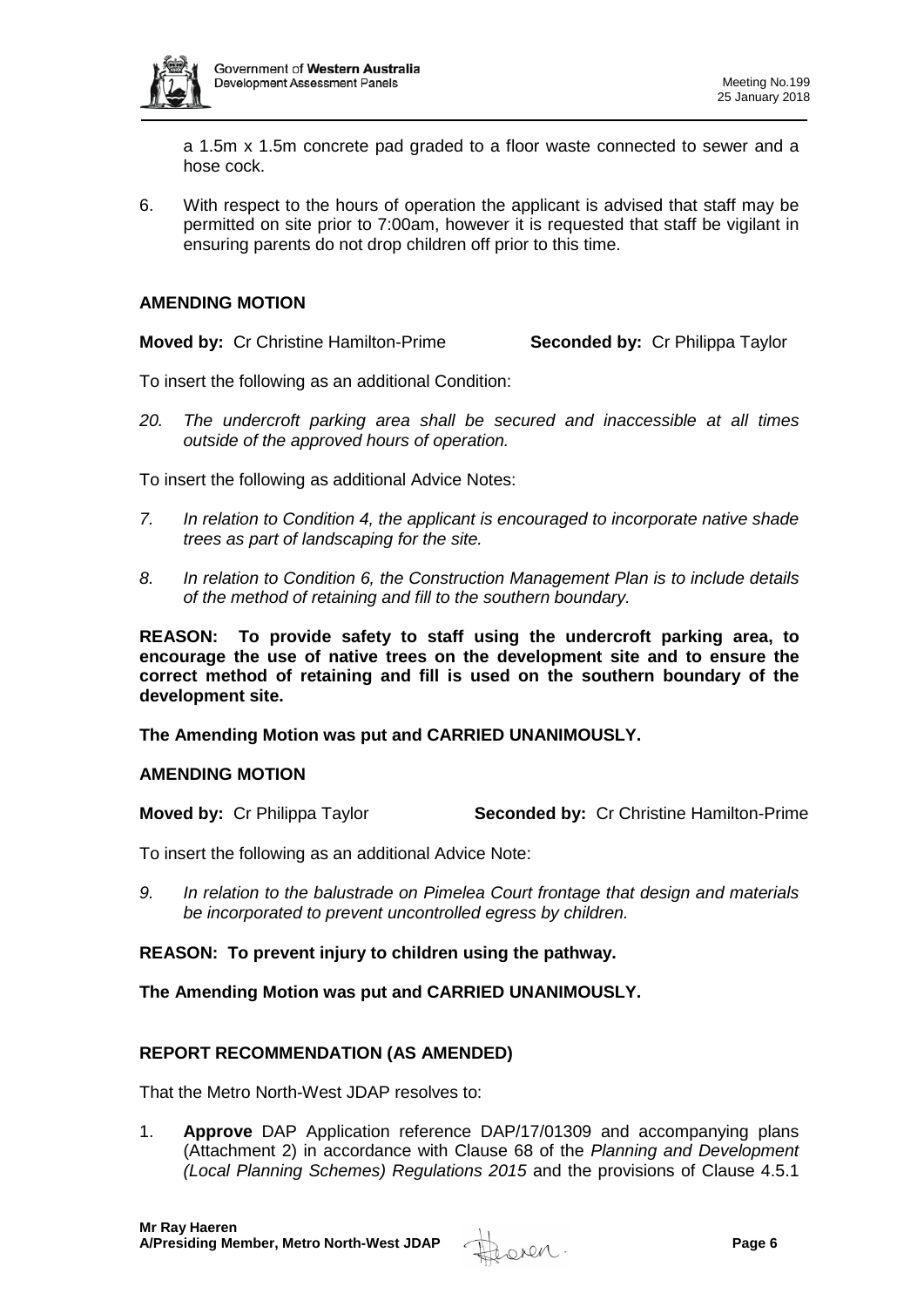a 1.5m x 1.5m concrete pad graded to a floor waste connected to sewer and a hose cock.

6. With respect to the hours of operation the applicant is advised that staff may be permitted on site prior to 7:00am, however it is requested that staff be vigilant in ensuring parents do not drop children off prior to this time.

**AMENDING MOTION**

**Moved by:** Cr Christine Hamilton-Prime **Seconded by:** Cr Philippa Taylor

To insert the following as an additional Condition:

*20. The undercroft parking area shall be secured and inaccessible at all times outside of the approved hours of operation.*

To insert the following as additional Advice Notes:

*7. In relation to Condition 4, the applicant is encouraged to incorporate native shade trees as part of landscaping for the site.*

*8. In relation to Condition 6, the Construction Management Plan is to include details of the method of retaining and fill to the southern boundary.*

**REASON: To provide safety to staff using the undercroft parking area, to encourage the use of native trees on the development site and to ensure the correct method of retaining and fill is used on the southern boundary of the development site.**

**The Amending Motion was put and CARRIED UNANIMOUSLY.**

**AMENDING MOTION**

**Moved by:** Cr Philippa Taylor **Seconded by:** Cr Christine Hamilton-Prime

To insert the following as an additional Advice Note:

*9. In relation to the balustrade on Pimelea Court frontage that design and materials be incorporated to prevent uncontrolled egress by children.*

**REASON: To prevent injury to children using the pathway.**

**The Amending Motion was put and CARRIED UNANIMOUSLY.**

**REPORT RECOMMENDATION (AS AMENDED)**

That the Metro North-West JDAP resolves to:

1. **Approve** DAP Application reference DAP/17/01309 and accompanying plans (Attachment 2) in accordance with Clause 68 of the *Planning and Development (Local Planning Schemes) Regulations 2015* and the provisions of Clause 4.5.1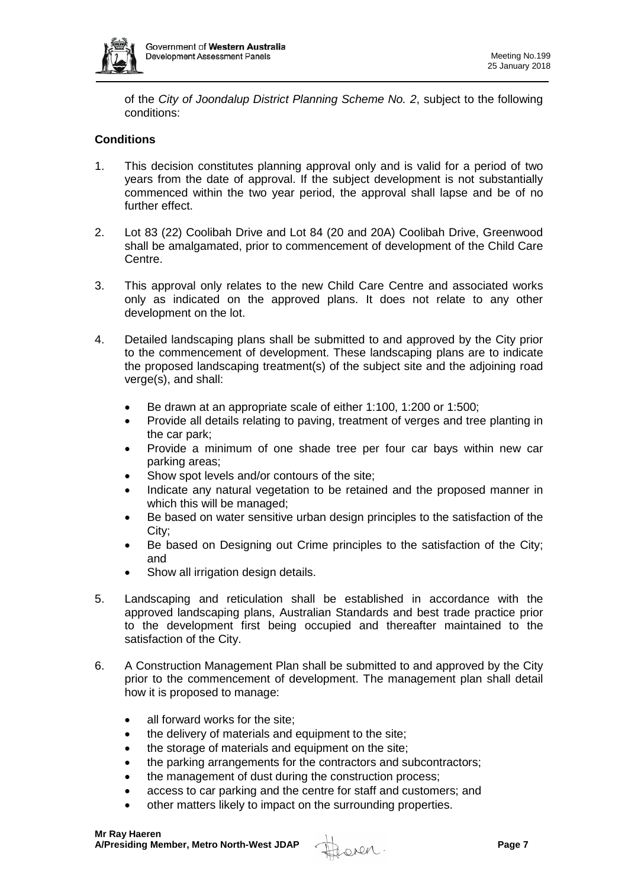of the *City of Joondalup District Planning Scheme No. 2*, subject to the following conditions:

**Conditions**

1. This decision constitutes planning approval only and is valid for a period of two years from the date of approval. If the subject development is not substantially commenced within the two year period, the approval shall lapse and be of no further effect.

2. Lot 83 (22) Coolibah Drive and Lot 84 (20 and 20A) Coolibah Drive, Greenwood shall be amalgamated, prior to commencement of development of the Child Care Centre.

3. This approval only relates to the new Child Care Centre and associated works only as indicated on the approved plans. It does not relate to any other development on the lot.

4. Detailed landscaping plans shall be submitted to and approved by the City prior to the commencement of development. These landscaping plans are to indicate the proposed landscaping treatment(s) of the subject site and the adjoining road verge(s), and shall:

   - Be drawn at an appropriate scale of either 1:100, 1:200 or 1:500;
   - Provide all details relating to paving, treatment of verges and tree planting in the car park;
   - Provide a minimum of one shade tree per four car bays within new car parking areas;
   - Show spot levels and/or contours of the site;
   - Indicate any natural vegetation to be retained and the proposed manner in which this will be managed;
   - Be based on water sensitive urban design principles to the satisfaction of the City;
   - Be based on Designing out Crime principles to the satisfaction of the City; and
   - Show all irrigation design details.

5. Landscaping and reticulation shall be established in accordance with the approved landscaping plans, Australian Standards and best trade practice prior to the development first being occupied and thereafter maintained to the satisfaction of the City.

6. A Construction Management Plan shall be submitted to and approved by the City prior to the commencement of development. The management plan shall detail how it is proposed to manage:

   - all forward works for the site;
   - the delivery of materials and equipment to the site;
   - the storage of materials and equipment on the site;
   - the parking arrangements for the contractors and subcontractors;
   - the management of dust during the construction process;
   - access to car parking and the centre for staff and customers; and
   - other matters likely to impact on the surrounding properties.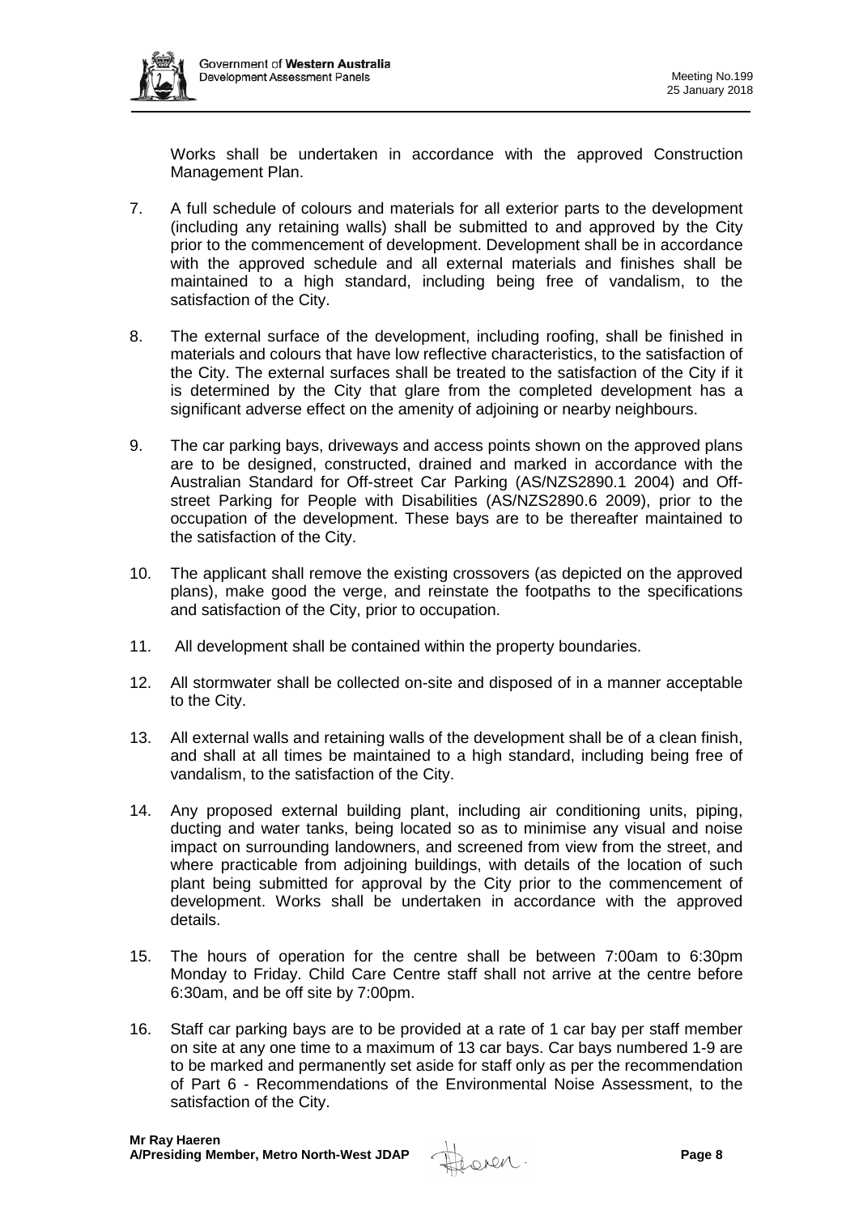Works shall be undertaken in accordance with the approved Construction Management Plan.

7. A full schedule of colours and materials for all exterior parts to the development (including any retaining walls) shall be submitted to and approved by the City prior to the commencement of development. Development shall be in accordance with the approved schedule and all external materials and finishes shall be maintained to a high standard, including being free of vandalism, to the satisfaction of the City.

8. The external surface of the development, including roofing, shall be finished in materials and colours that have low reflective characteristics, to the satisfaction of the City. The external surfaces shall be treated to the satisfaction of the City if it is determined by the City that glare from the completed development has a significant adverse effect on the amenity of adjoining or nearby neighbours.

9. The car parking bays, driveways and access points shown on the approved plans are to be designed, constructed, drained and marked in accordance with the Australian Standard for Off-street Car Parking (AS/NZS2890.1 2004) and Off-street Parking for People with Disabilities (AS/NZS2890.6 2009), prior to the occupation of the development. These bays are to be thereafter maintained to the satisfaction of the City.

10. The applicant shall remove the existing crossovers (as depicted on the approved plans), make good the verge, and reinstate the footpaths to the specifications and satisfaction of the City, prior to occupation.

11. All development shall be contained within the property boundaries.

12. All stormwater shall be collected on-site and disposed of in a manner acceptable to the City.

13. All external walls and retaining walls of the development shall be of a clean finish, and shall at all times be maintained to a high standard, including being free of vandalism, to the satisfaction of the City.

14. Any proposed external building plant, including air conditioning units, piping, ducting and water tanks, being located so as to minimise any visual and noise impact on surrounding landowners, and screened from view from the street, and where practicable from adjoining buildings, with details of the location of such plant being submitted for approval by the City prior to the commencement of development. Works shall be undertaken in accordance with the approved details.

15. The hours of operation for the centre shall be between 7:00am to 6:30pm Monday to Friday. Child Care Centre staff shall not arrive at the centre before 6:30am, and be off site by 7:00pm.

16. Staff car parking bays are to be provided at a rate of 1 car bay per staff member on site at any one time to a maximum of 13 car bays. Car bays numbered 1-9 are to be marked and permanently set aside for staff only as per the recommendation of Part 6 - Recommendations of the Environmental Noise Assessment, to the satisfaction of the City.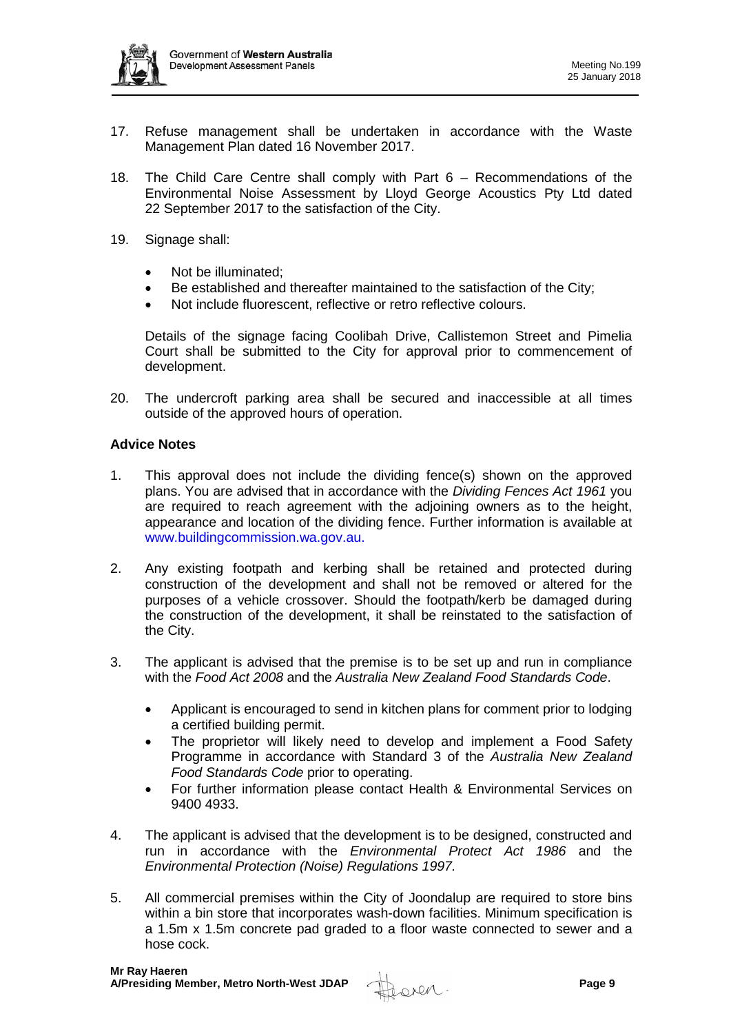17. Refuse management shall be undertaken in accordance with the Waste Management Plan dated 16 November 2017.

18. The Child Care Centre shall comply with Part 6 – Recommendations of the Environmental Noise Assessment by Lloyd George Acoustics Pty Ltd dated 22 September 2017 to the satisfaction of the City.

19. Signage shall:

    - Not be illuminated;
    - Be established and thereafter maintained to the satisfaction of the City;
    - Not include fluorescent, reflective or retro reflective colours.

    Details of the signage facing Coolibah Drive, Callistemon Street and Pimelia Court shall be submitted to the City for approval prior to commencement of development.

20. The undercroft parking area shall be secured and inaccessible at all times outside of the approved hours of operation.

**Advice Notes**

1. This approval does not include the dividing fence(s) shown on the approved plans. You are advised that in accordance with the *Dividing Fences Act 1961* you are required to reach agreement with the adjoining owners as to the height, appearance and location of the dividing fence. Further information is available at www.buildingcommission.wa.gov.au.

2. Any existing footpath and kerbing shall be retained and protected during construction of the development and shall not be removed or altered for the purposes of a vehicle crossover. Should the footpath/kerb be damaged during the construction of the development, it shall be reinstated to the satisfaction of the City.

3. The applicant is advised that the premise is to be set up and run in compliance with the *Food Act 2008* and the *Australia New Zealand Food Standards Code*.

    - Applicant is encouraged to send in kitchen plans for comment prior to lodging a certified building permit.
    - The proprietor will likely need to develop and implement a Food Safety Programme in accordance with Standard 3 of the *Australia New Zealand Food Standards Code* prior to operating.
    - For further information please contact Health & Environmental Services on 9400 4933.

4. The applicant is advised that the development is to be designed, constructed and run in accordance with the *Environmental Protect Act 1986* and the *Environmental Protection (Noise) Regulations 1997.*

5. All commercial premises within the City of Joondalup are required to store bins within a bin store that incorporates wash-down facilities. Minimum specification is a 1.5m x 1.5m concrete pad graded to a floor waste connected to sewer and a hose cock.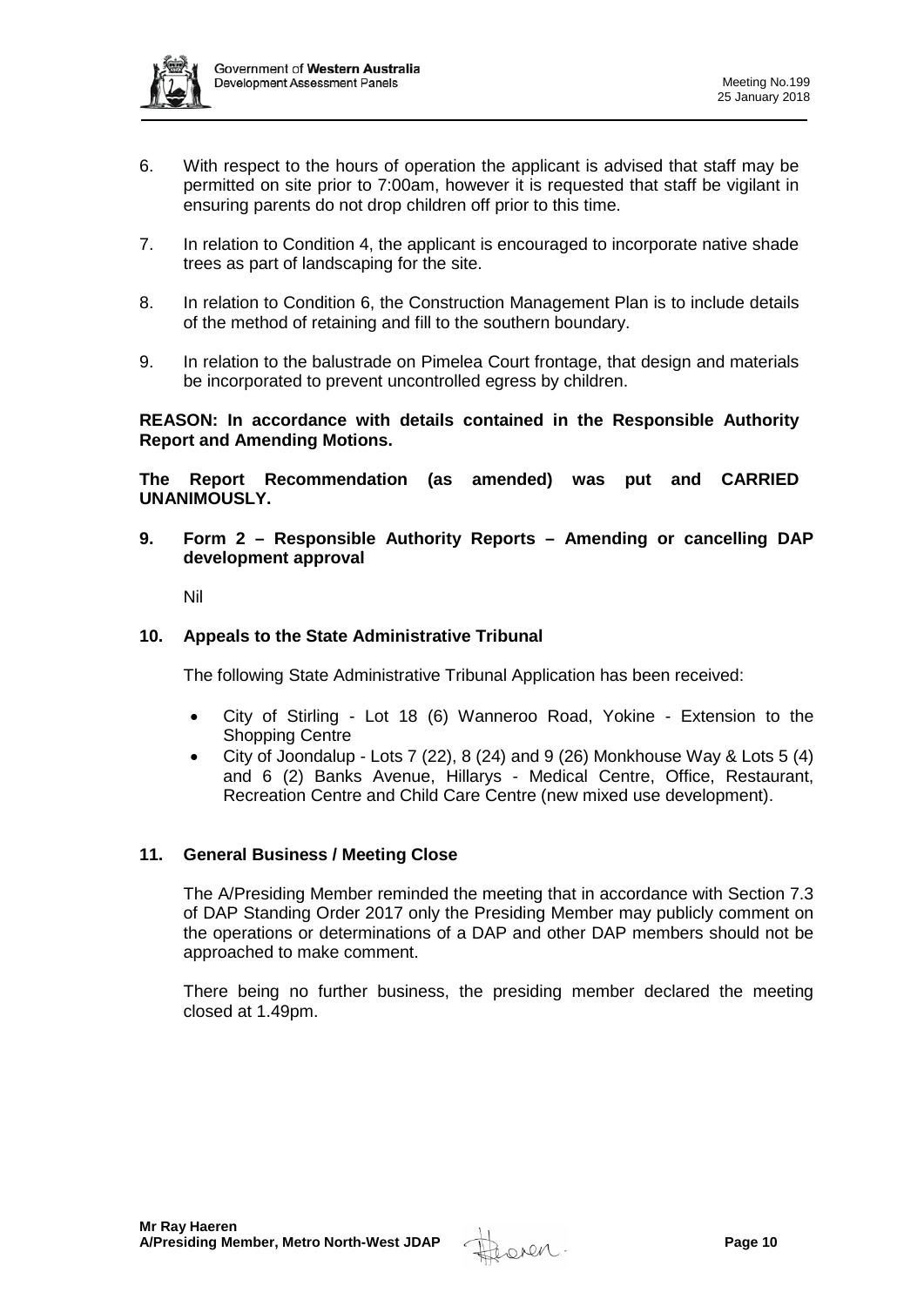6. With respect to the hours of operation the applicant is advised that staff may be permitted on site prior to 7:00am, however it is requested that staff be vigilant in ensuring parents do not drop children off prior to this time.

7. In relation to Condition 4, the applicant is encouraged to incorporate native shade trees as part of landscaping for the site.

8. In relation to Condition 6, the Construction Management Plan is to include details of the method of retaining and fill to the southern boundary.

9. In relation to the balustrade on Pimelea Court frontage, that design and materials be incorporated to prevent uncontrolled egress by children.

**REASON: In accordance with details contained in the Responsible Authority Report and Amending Motions.**

**The Report Recommendation (as amended) was put and CARRIED UNANIMOUSLY.**

## 9. Form 2 – Responsible Authority Reports – Amending or cancelling DAP development approval

Nil

## 10. Appeals to the State Administrative Tribunal

The following State Administrative Tribunal Application has been received:

- City of Stirling - Lot 18 (6) Wanneroo Road, Yokine - Extension to the Shopping Centre
- City of Joondalup - Lots 7 (22), 8 (24) and 9 (26) Monkhouse Way & Lots 5 (4) and 6 (2) Banks Avenue, Hillarys - Medical Centre, Office, Restaurant, Recreation Centre and Child Care Centre (new mixed use development).

## 11. General Business / Meeting Close

The A/Presiding Member reminded the meeting that in accordance with Section 7.3 of DAP Standing Order 2017 only the Presiding Member may publicly comment on the operations or determinations of a DAP and other DAP members should not be approached to make comment.

There being no further business, the presiding member declared the meeting closed at 1.49pm.

**Mr Ray Haeren**
**A/Presiding Member, Metro North-West JDAP**